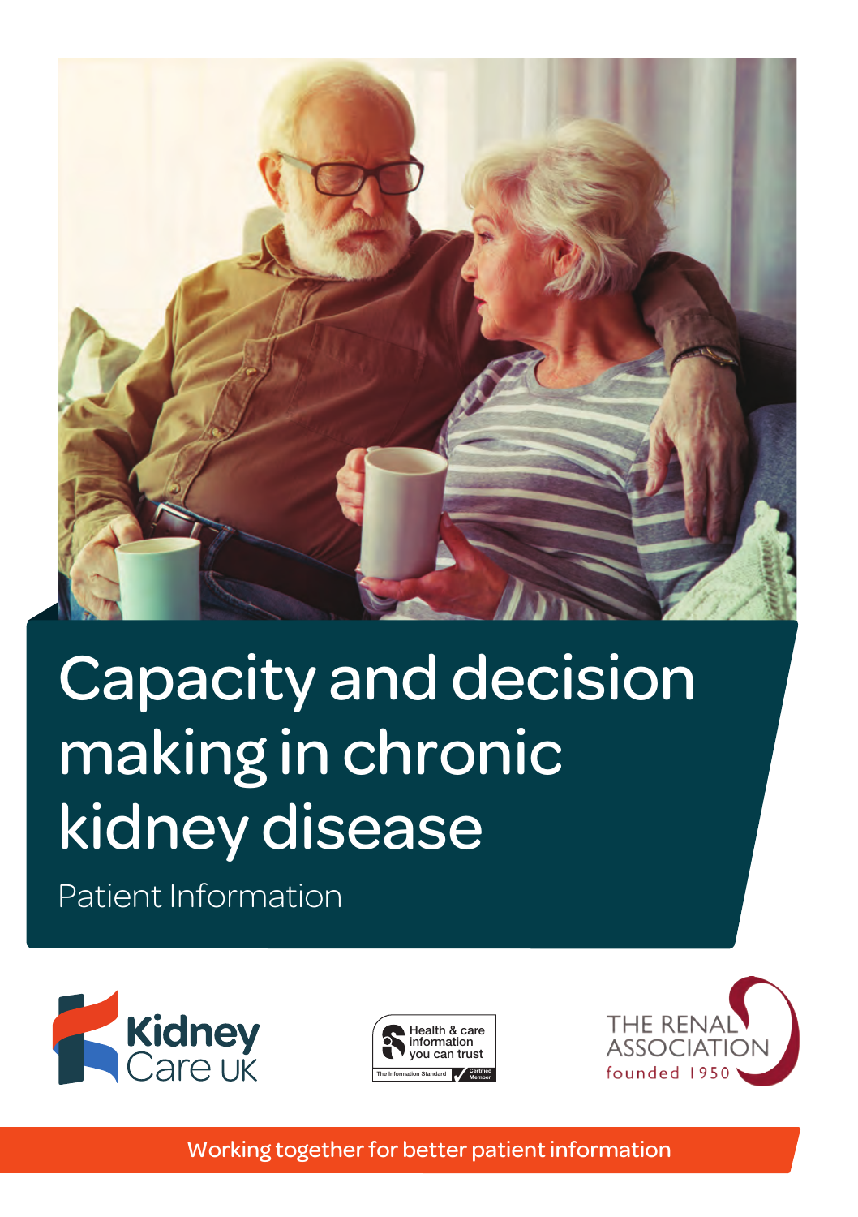# Capacity and decision making in chronic kidney disease

Patient Information

Kidney Care UK

Health & care information you can trust — The Information Standard Certified Member

THE RENAL ASSOCIATION founded 1950

Working together for better patient information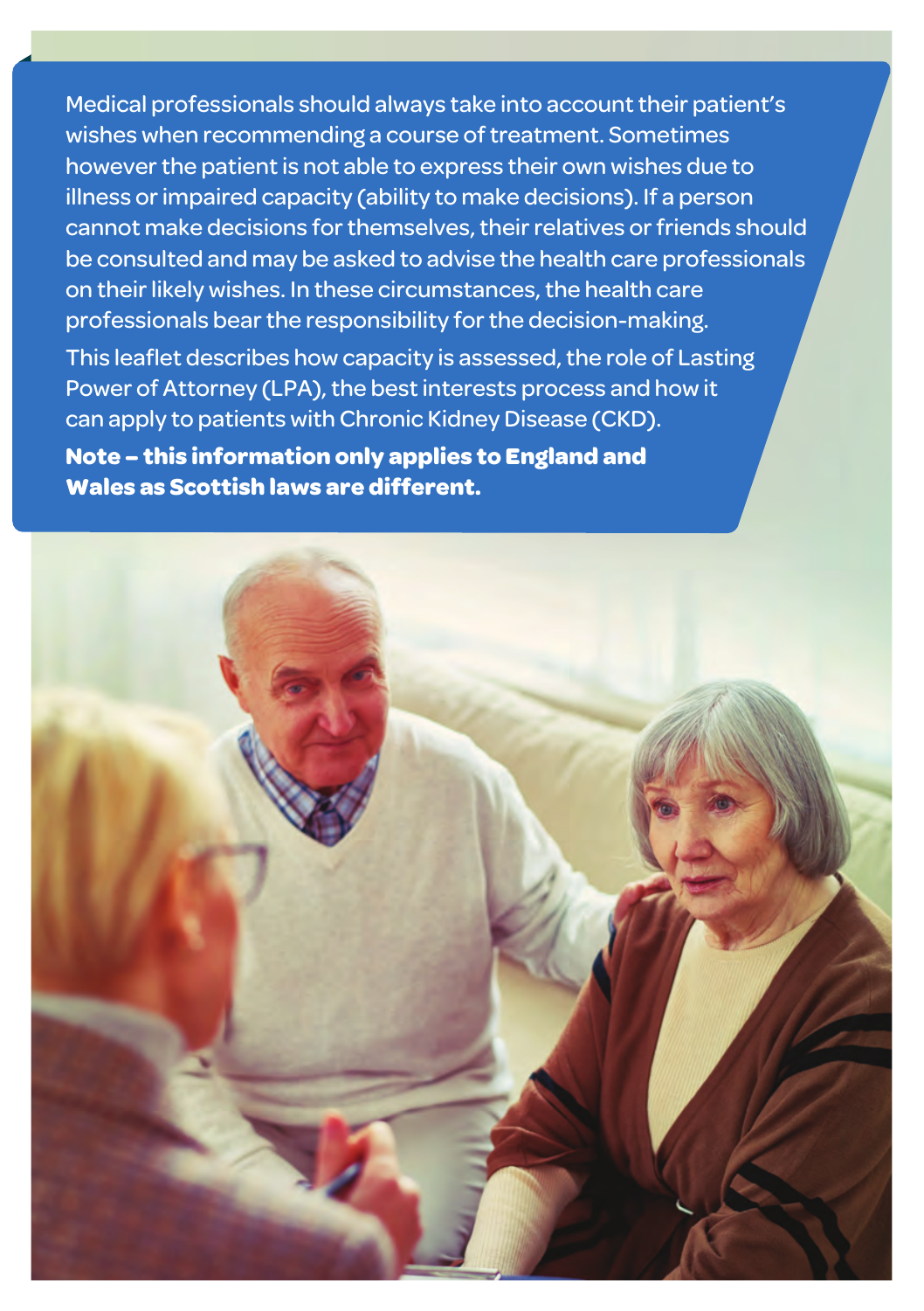Medical professionals should always take into account their patient's wishes when recommending a course of treatment. Sometimes however the patient is not able to express their own wishes due to illness or impaired capacity (ability to make decisions). If a person cannot make decisions for themselves, their relatives or friends should be consulted and may be asked to advise the health care professionals on their likely wishes. In these circumstances, the health care professionals bear the responsibility for the decision-making.

This leaflet describes how capacity is assessed, the role of Lasting Power of Attorney (LPA), the best interests process and how it can apply to patients with Chronic Kidney Disease (CKD).

**Note – this information only applies to England and Wales as Scottish laws are different.**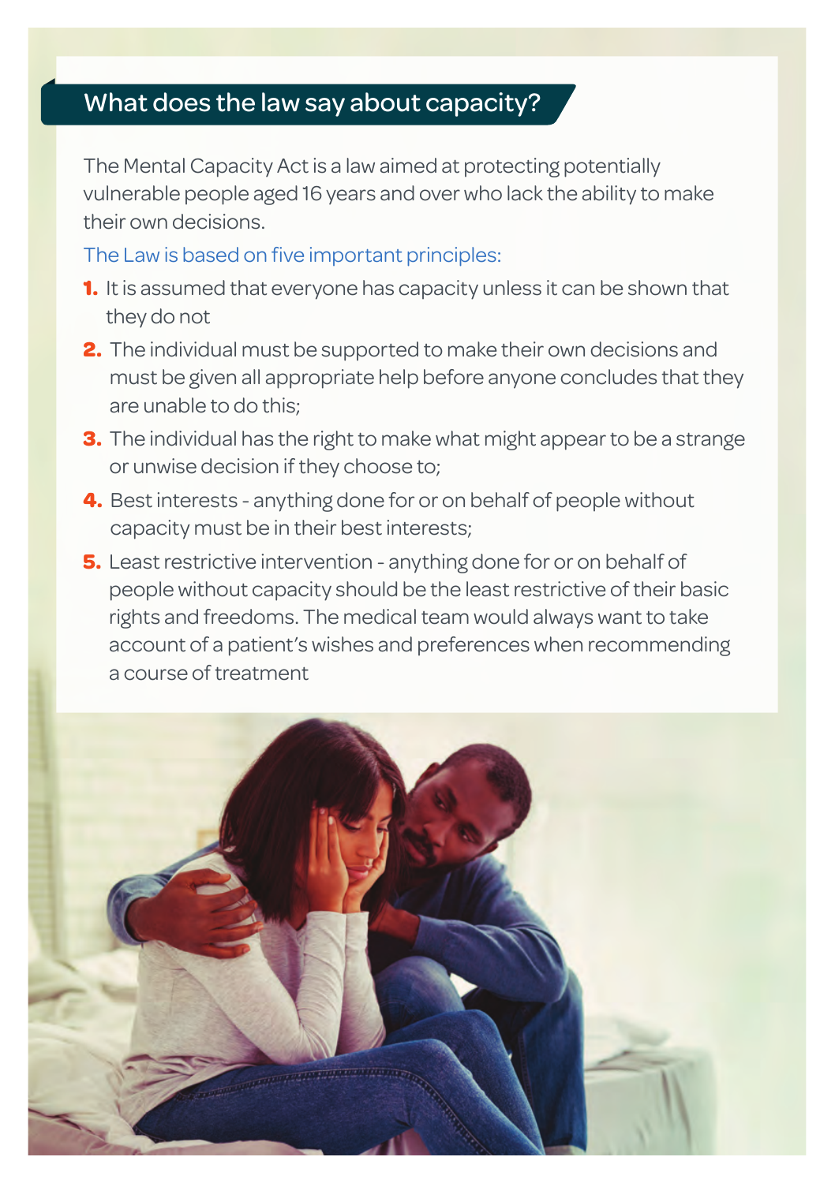## What does the law say about capacity?

The Mental Capacity Act is a law aimed at protecting potentially vulnerable people aged 16 years and over who lack the ability to make their own decisions.

The Law is based on five important principles:

1. It is assumed that everyone has capacity unless it can be shown that they do not
2. The individual must be supported to make their own decisions and must be given all appropriate help before anyone concludes that they are unable to do this;
3. The individual has the right to make what might appear to be a strange or unwise decision if they choose to;
4. Best interests - anything done for or on behalf of people without capacity must be in their best interests;
5. Least restrictive intervention - anything done for or on behalf of people without capacity should be the least restrictive of their basic rights and freedoms. The medical team would always want to take account of a patient's wishes and preferences when recommending a course of treatment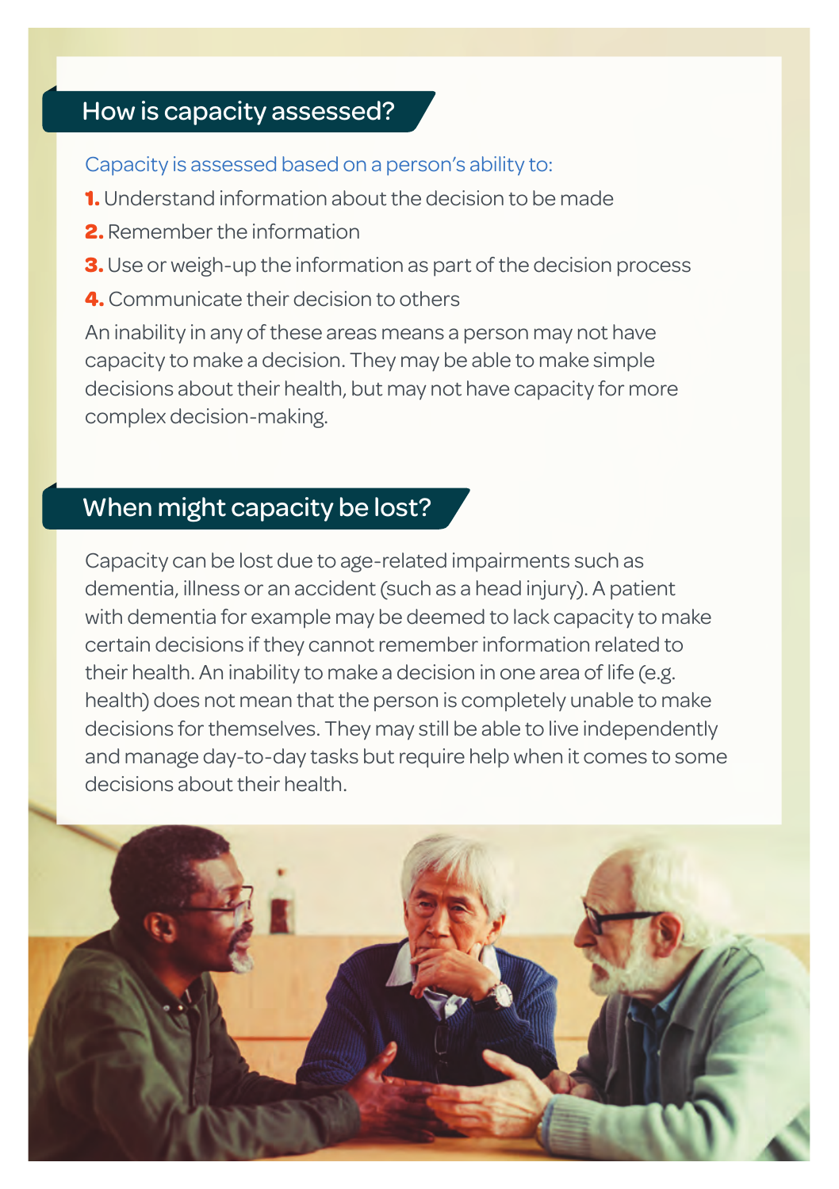## How is capacity assessed?

Capacity is assessed based on a person's ability to:

1. Understand information about the decision to be made
2. Remember the information
3. Use or weigh-up the information as part of the decision process
4. Communicate their decision to others

An inability in any of these areas means a person may not have capacity to make a decision. They may be able to make simple decisions about their health, but may not have capacity for more complex decision-making.

## When might capacity be lost?

Capacity can be lost due to age-related impairments such as dementia, illness or an accident (such as a head injury). A patient with dementia for example may be deemed to lack capacity to make certain decisions if they cannot remember information related to their health. An inability to make a decision in one area of life (e.g. health) does not mean that the person is completely unable to make decisions for themselves. They may still be able to live independently and manage day-to-day tasks but require help when it comes to some decisions about their health.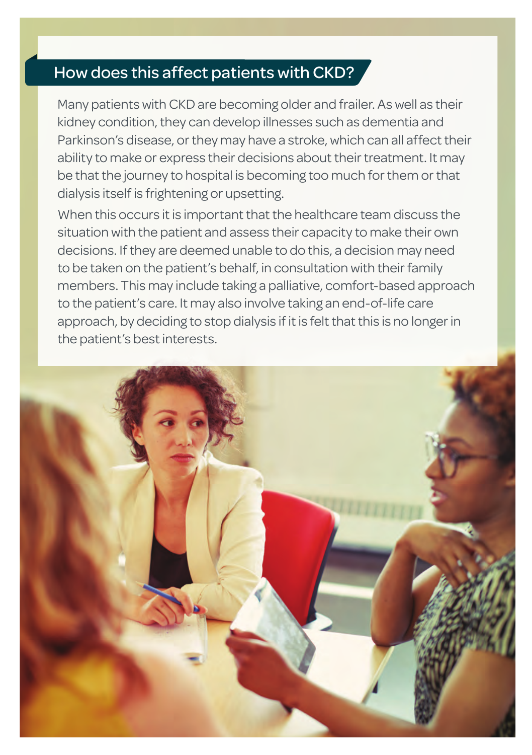## How does this affect patients with CKD?

Many patients with CKD are becoming older and frailer. As well as their kidney condition, they can develop illnesses such as dementia and Parkinson's disease, or they may have a stroke, which can all affect their ability to make or express their decisions about their treatment. It may be that the journey to hospital is becoming too much for them or that dialysis itself is frightening or upsetting.

When this occurs it is important that the healthcare team discuss the situation with the patient and assess their capacity to make their own decisions. If they are deemed unable to do this, a decision may need to be taken on the patient's behalf, in consultation with their family members. This may include taking a palliative, comfort-based approach to the patient's care. It may also involve taking an end-of-life care approach, by deciding to stop dialysis if it is felt that this is no longer in the patient's best interests.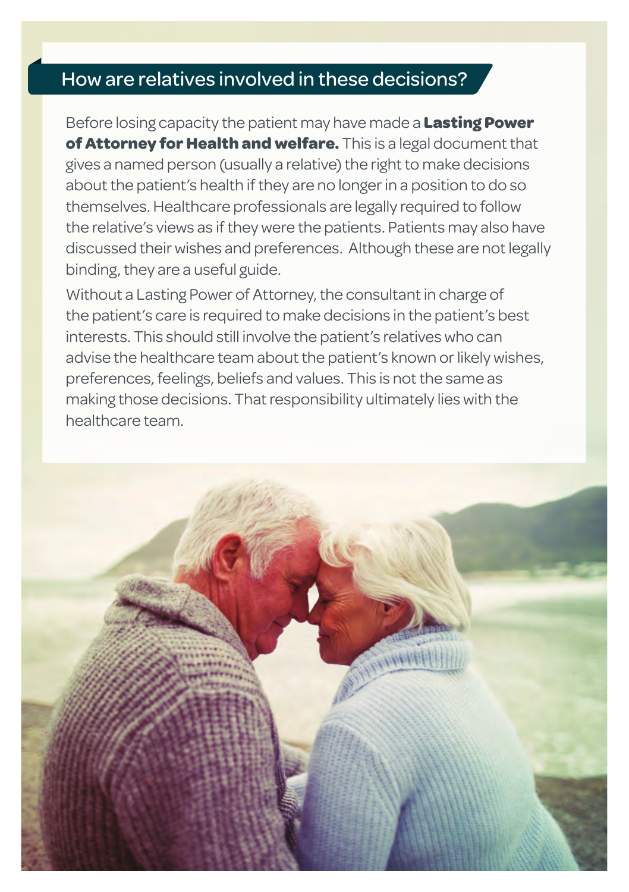## How are relatives involved in these decisions?

Before losing capacity the patient may have made a **Lasting Power of Attorney for Health and welfare.** This is a legal document that gives a named person (usually a relative) the right to make decisions about the patient's health if they are no longer in a position to do so themselves. Healthcare professionals are legally required to follow the relative's views as if they were the patients. Patients may also have discussed their wishes and preferences. Although these are not legally binding, they are a useful guide.

Without a Lasting Power of Attorney, the consultant in charge of the patient's care is required to make decisions in the patient's best interests. This should still involve the patient's relatives who can advise the healthcare team about the patient's known or likely wishes, preferences, feelings, beliefs and values. This is not the same as making those decisions. That responsibility ultimately lies with the healthcare team.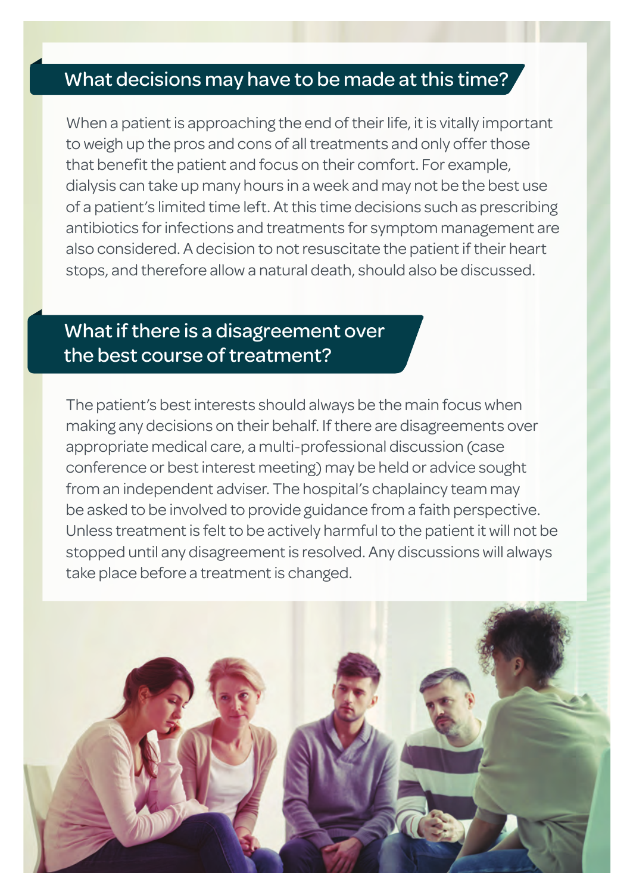## What decisions may have to be made at this time?

When a patient is approaching the end of their life, it is vitally important to weigh up the pros and cons of all treatments and only offer those that benefit the patient and focus on their comfort. For example, dialysis can take up many hours in a week and may not be the best use of a patient's limited time left. At this time decisions such as prescribing antibiotics for infections and treatments for symptom management are also considered. A decision to not resuscitate the patient if their heart stops, and therefore allow a natural death, should also be discussed.

## What if there is a disagreement over the best course of treatment?

The patient's best interests should always be the main focus when making any decisions on their behalf. If there are disagreements over appropriate medical care, a multi-professional discussion (case conference or best interest meeting) may be held or advice sought from an independent adviser. The hospital's chaplaincy team may be asked to be involved to provide guidance from a faith perspective. Unless treatment is felt to be actively harmful to the patient it will not be stopped until any disagreement is resolved. Any discussions will always take place before a treatment is changed.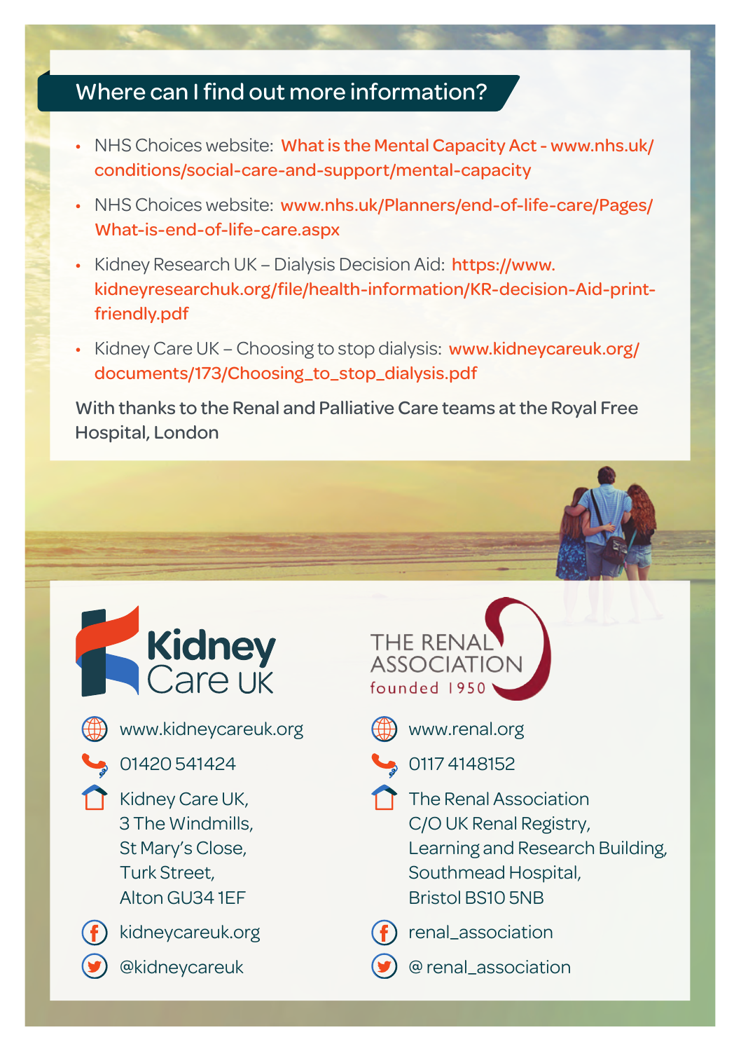## Where can I find out more information?

- NHS Choices website: What is the Mental Capacity Act - www.nhs.uk/conditions/social-care-and-support/mental-capacity
- NHS Choices website: www.nhs.uk/Planners/end-of-life-care/Pages/What-is-end-of-life-care.aspx
- Kidney Research UK – Dialysis Decision Aid: https://www.kidneyresearchuk.org/file/health-information/KR-decision-Aid-print-friendly.pdf
- Kidney Care UK – Choosing to stop dialysis: www.kidneycareuk.org/documents/173/Choosing_to_stop_dialysis.pdf

With thanks to the Renal and Palliative Care teams at the Royal Free Hospital, London

**Kidney Care UK**

www.kidneycareuk.org

01420 541424

Kidney Care UK,
3 The Windmills,
St Mary's Close,
Turk Street,
Alton GU34 1EF

kidneycareuk.org

@kidneycareuk

**THE RENAL ASSOCIATION**
founded 1950

www.renal.org

0117 4148152

The Renal Association
C/O UK Renal Registry,
Learning and Research Building,
Southmead Hospital,
Bristol BS10 5NB

renal_association

@ renal_association